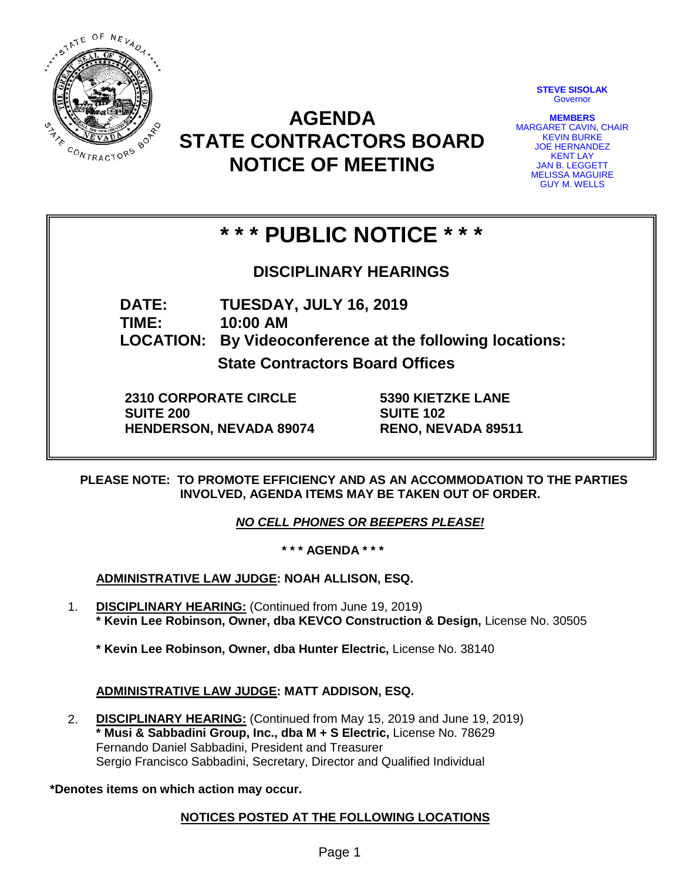# AGENDA
# STATE CONTRACTORS BOARD
# NOTICE OF MEETING

**STEVE SISOLAK**
Governor

**MEMBERS**
MARGARET CAVIN, CHAIR
KEVIN BURKE
JOE HERNANDEZ
KENT LAY
JAN B. LEGGETT
MELISSA MAGUIRE
GUY M. WELLS

## * * * PUBLIC NOTICE * * *

### DISCIPLINARY HEARINGS

**DATE:** **TUESDAY, JULY 16, 2019**
**TIME:** **10:00 AM**
**LOCATION:** **By Videoconference at the following locations:**

**State Contractors Board Offices**

**2310 CORPORATE CIRCLE**
**SUITE 200**
**HENDERSON, NEVADA 89074**

**5390 KIETZKE LANE**
**SUITE 102**
**RENO, NEVADA 89511**

**PLEASE NOTE: TO PROMOTE EFFICIENCY AND AS AN ACCOMMODATION TO THE PARTIES INVOLVED, AGENDA ITEMS MAY BE TAKEN OUT OF ORDER.**

***NO CELL PHONES OR BEEPERS PLEASE!***

**\* \* \* AGENDA \* \* \***

**ADMINISTRATIVE LAW JUDGE: NOAH ALLISON, ESQ.**

1. **DISCIPLINARY HEARING:** (Continued from June 19, 2019)
   **\* Kevin Lee Robinson, Owner, dba KEVCO Construction & Design,** License No. 30505

   **\* Kevin Lee Robinson, Owner, dba Hunter Electric,** License No. 38140

**ADMINISTRATIVE LAW JUDGE: MATT ADDISON, ESQ.**

2. **DISCIPLINARY HEARING:** (Continued from May 15, 2019 and June 19, 2019)
   **\* Musi & Sabbadini Group, Inc., dba M + S Electric,** License No. 78629
   Fernando Daniel Sabbadini, President and Treasurer
   Sergio Francisco Sabbadini, Secretary, Director and Qualified Individual

**\*Denotes items on which action may occur.**

**NOTICES POSTED AT THE FOLLOWING LOCATIONS**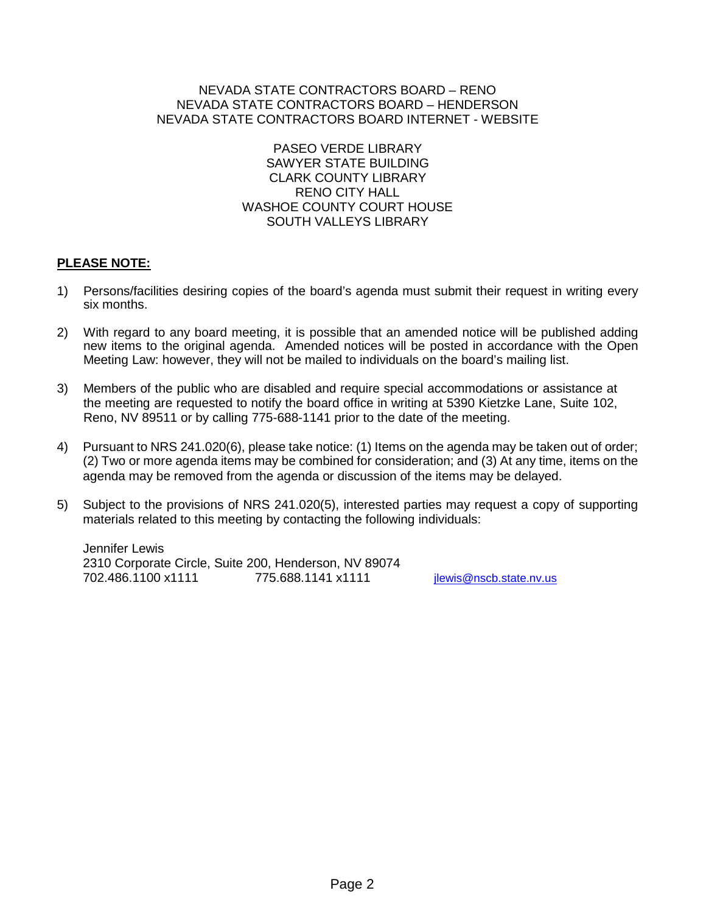NEVADA STATE CONTRACTORS BOARD – RENO
NEVADA STATE CONTRACTORS BOARD – HENDERSON
NEVADA STATE CONTRACTORS BOARD INTERNET - WEBSITE

PASEO VERDE LIBRARY
SAWYER STATE BUILDING
CLARK COUNTY LIBRARY
RENO CITY HALL
WASHOE COUNTY COURT HOUSE
SOUTH VALLEYS LIBRARY

**PLEASE NOTE:**

1) Persons/facilities desiring copies of the board's agenda must submit their request in writing every six months.

2) With regard to any board meeting, it is possible that an amended notice will be published adding new items to the original agenda. Amended notices will be posted in accordance with the Open Meeting Law: however, they will not be mailed to individuals on the board's mailing list.

3) Members of the public who are disabled and require special accommodations or assistance at the meeting are requested to notify the board office in writing at 5390 Kietzke Lane, Suite 102, Reno, NV 89511 or by calling 775-688-1141 prior to the date of the meeting.

4) Pursuant to NRS 241.020(6), please take notice: (1) Items on the agenda may be taken out of order; (2) Two or more agenda items may be combined for consideration; and (3) At any time, items on the agenda may be removed from the agenda or discussion of the items may be delayed.

5) Subject to the provisions of NRS 241.020(5), interested parties may request a copy of supporting materials related to this meeting by contacting the following individuals:

   Jennifer Lewis
   2310 Corporate Circle, Suite 200, Henderson, NV 89074
   702.486.1100 x1111 775.688.1141 x1111 jlewis@nscb.state.nv.us